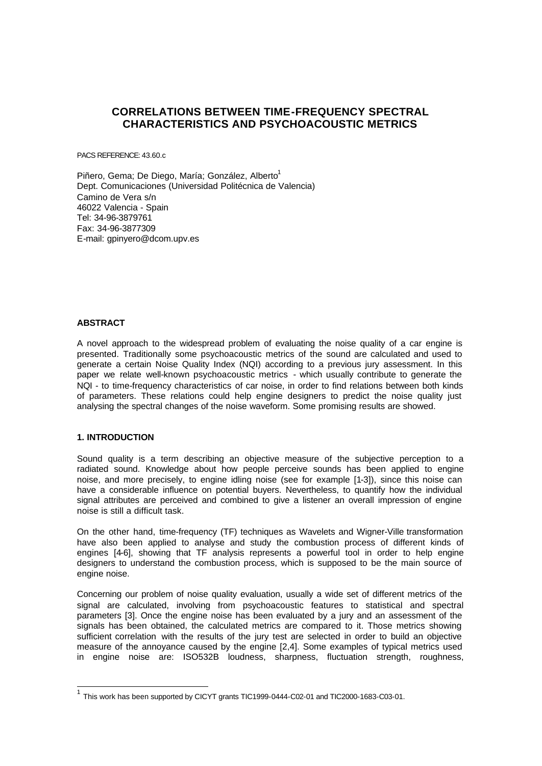# CORRELATIONS BETWEEN TIME-FREQUENCY SPECTRAL CHARACTERISTICS AND PSYCHOACOUSTIC METRICS

PACS REFERENCE: 43.60.c

Piñero, Gema; De Diego, María; González, Alberto[1]
Dept. Comunicaciones (Universidad Politécnica de Valencia)
Camino de Vera s/n
46022 Valencia - Spain
Tel: 34-96-3879761
Fax: 34-96-3877309
E-mail: gpinyero@dcom.upv.es

### ABSTRACT

A novel approach to the widespread problem of evaluating the noise quality of a car engine is presented. Traditionally some psychoacoustic metrics of the sound are calculated and used to generate a certain Noise Quality Index (NQI) according to a previous jury assessment. In this paper we relate well-known psychoacoustic metrics - which usually contribute to generate the NQI - to time-frequency characteristics of car noise, in order to find relations between both kinds of parameters. These relations could help engine designers to predict the noise quality just analysing the spectral changes of the noise waveform. Some promising results are showed.

### 1. INTRODUCTION

Sound quality is a term describing an objective measure of the subjective perception to a radiated sound. Knowledge about how people perceive sounds has been applied to engine noise, and more precisely, to engine idling noise (see for example [1-3]), since this noise can have a considerable influence on potential buyers. Nevertheless, to quantify how the individual signal attributes are perceived and combined to give a listener an overall impression of engine noise is still a difficult task.

On the other hand, time-frequency (TF) techniques as Wavelets and Wigner-Ville transformation have also been applied to analyse and study the combustion process of different kinds of engines [4-6], showing that TF analysis represents a powerful tool in order to help engine designers to understand the combustion process, which is supposed to be the main source of engine noise.

Concerning our problem of noise quality evaluation, usually a wide set of different metrics of the signal are calculated, involving from psychoacoustic features to statistical and spectral parameters [3]. Once the engine noise has been evaluated by a jury and an assessment of the signals has been obtained, the calculated metrics are compared to it. Those metrics showing sufficient correlation with the results of the jury test are selected in order to build an objective measure of the annoyance caused by the engine [2,4]. Some examples of typical metrics used in engine noise are: ISO532B loudness, sharpness, fluctuation strength, roughness,

[1] This work has been supported by CICYT grants TIC1999-0444-C02-01 and TIC2000-1683-C03-01.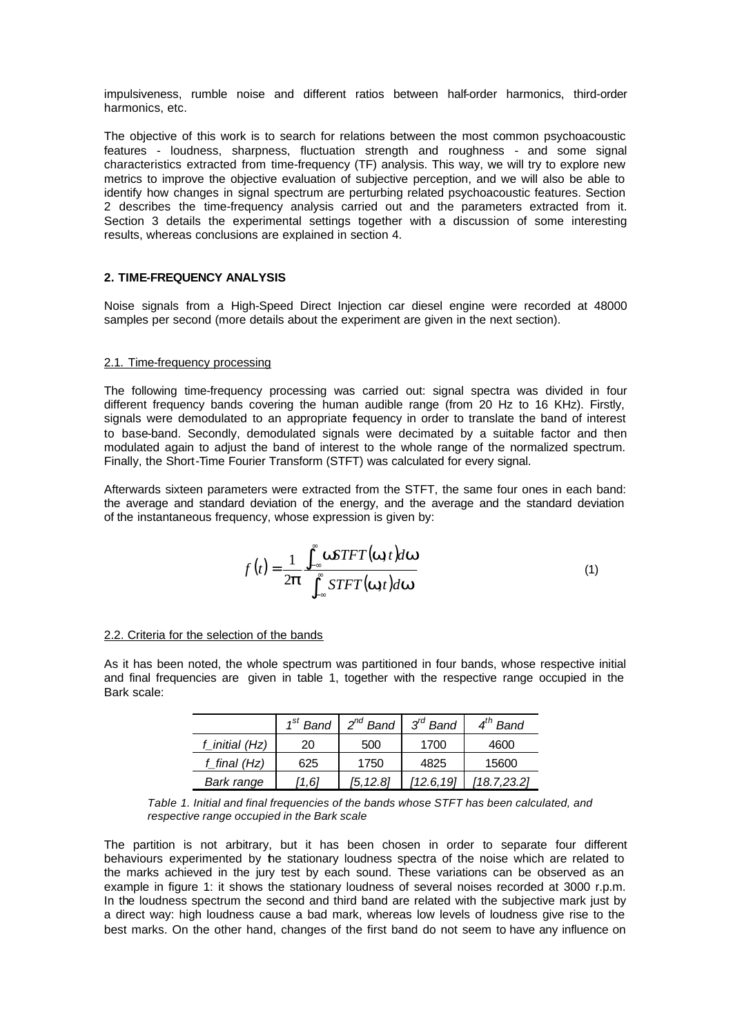impulsiveness, rumble noise and different ratios between half-order harmonics, third-order harmonics, etc.

The objective of this work is to search for relations between the most common psychoacoustic features - loudness, sharpness, fluctuation strength and roughness - and some signal characteristics extracted from time-frequency (TF) analysis. This way, we will try to explore new metrics to improve the objective evaluation of subjective perception, and we will also be able to identify how changes in signal spectrum are perturbing related psychoacoustic features. Section 2 describes the time-frequency analysis carried out and the parameters extracted from it. Section 3 details the experimental settings together with a discussion of some interesting results, whereas conclusions are explained in section 4.

## 2. TIME-FREQUENCY ANALYSIS

Noise signals from a High-Speed Direct Injection car diesel engine were recorded at 48000 samples per second (more details about the experiment are given in the next section).

### 2.1. Time-frequency processing

The following time-frequency processing was carried out: signal spectra was divided in four different frequency bands covering the human audible range (from 20 Hz to 16 KHz). Firstly, signals were demodulated to an appropriate fequency in order to translate the band of interest to base-band. Secondly, demodulated signals were decimated by a suitable factor and then modulated again to adjust the band of interest to the whole range of the normalized spectrum. Finally, the Short-Time Fourier Transform (STFT) was calculated for every signal.

Afterwards sixteen parameters were extracted from the STFT, the same four ones in each band: the average and standard deviation of the energy, and the average and the standard deviation of the instantaneous frequency, whose expression is given by:

$$f(t) = \frac{1}{2\pi} \frac{\int_{-\infty}^{\infty} \omega STFT(\omega, t) d\omega}{\int_{-\infty}^{\infty} STFT(\omega, t) d\omega} \tag{1}$$

### 2.2. Criteria for the selection of the bands

As it has been noted, the whole spectrum was partitioned in four bands, whose respective initial and final frequencies are given in table 1, together with the respective range occupied in the Bark scale:

| | $1^{st}$ *Band* | $2^{nd}$ *Band* | $3^{rd}$ *Band* | $4^{th}$ *Band* |
|---|---|---|---|---|
| *f_initial (Hz)* | 20 | 500 | 1700 | 4600 |
| *f_final (Hz)* | 625 | 1750 | 4825 | 15600 |
| *Bark range* | *[1,6]* | *[5,12.8]* | *[12.6,19]* | *[18.7,23.2]* |

*Table 1. Initial and final frequencies of the bands whose STFT has been calculated, and respective range occupied in the Bark scale*

The partition is not arbitrary, but it has been chosen in order to separate four different behaviours experimented by the stationary loudness spectra of the noise which are related to the marks achieved in the jury test by each sound. These variations can be observed as an example in figure 1: it shows the stationary loudness of several noises recorded at 3000 r.p.m. In the loudness spectrum the second and third band are related with the subjective mark just by a direct way: high loudness cause a bad mark, whereas low levels of loudness give rise to the best marks. On the other hand, changes of the first band do not seem to have any influence on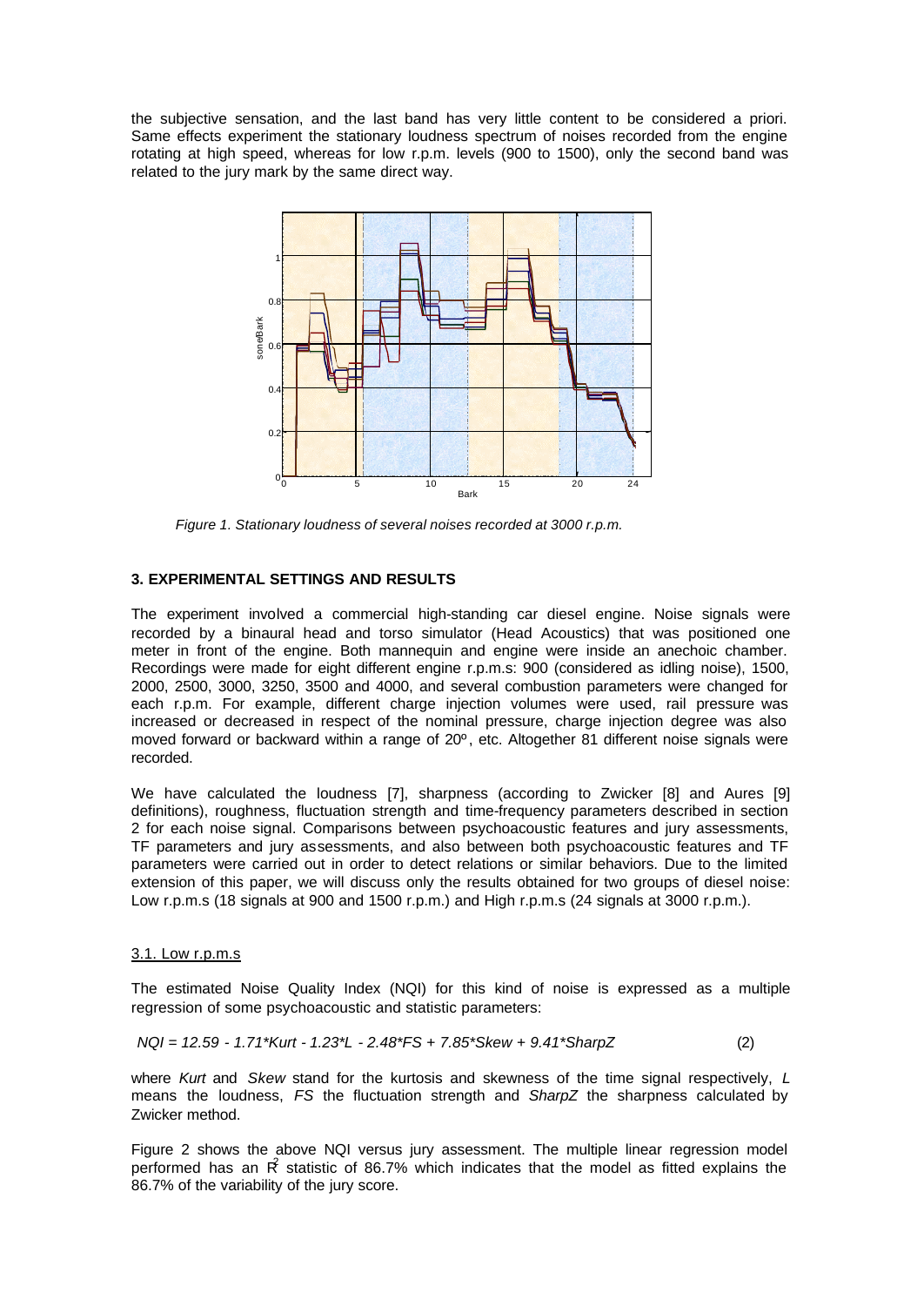the subjective sensation, and the last band has very little content to be considered a priori. Same effects experiment the stationary loudness spectrum of noises recorded from the engine rotating at high speed, whereas for low r.p.m. levels (900 to 1500), only the second band was related to the jury mark by the same direct way.

*Figure 1. Stationary loudness of several noises recorded at 3000 r.p.m.*

## 3. EXPERIMENTAL SETTINGS AND RESULTS

The experiment involved a commercial high-standing car diesel engine. Noise signals were recorded by a binaural head and torso simulator (Head Acoustics) that was positioned one meter in front of the engine. Both mannequin and engine were inside an anechoic chamber. Recordings were made for eight different engine r.p.m.s: 900 (considered as idling noise), 1500, 2000, 2500, 3000, 3250, 3500 and 4000, and several combustion parameters were changed for each r.p.m. For example, different charge injection volumes were used, rail pressure was increased or decreased in respect of the nominal pressure, charge injection degree was also moved forward or backward within a range of 20º, etc. Altogether 81 different noise signals were recorded.

We have calculated the loudness [7], sharpness (according to Zwicker [8] and Aures [9] definitions), roughness, fluctuation strength and time-frequency parameters described in section 2 for each noise signal. Comparisons between psychoacoustic features and jury assessments, TF parameters and jury assessments, and also between both psychoacoustic features and TF parameters were carried out in order to detect relations or similar behaviors. Due to the limited extension of this paper, we will discuss only the results obtained for two groups of diesel noise: Low r.p.m.s (18 signals at 900 and 1500 r.p.m.) and High r.p.m.s (24 signals at 3000 r.p.m.).

### 3.1. Low r.p.m.s

The estimated Noise Quality Index (NQI) for this kind of noise is expressed as a multiple regression of some psychoacoustic and statistic parameters:

$$NQI = 12.59 - 1.71 \cdot Kurt - 1.23 \cdot L - 2.48 \cdot FS + 7.85 \cdot Skew + 9.41 \cdot SharpZ \qquad (2)$$

where *Kurt* and *Skew* stand for the kurtosis and skewness of the time signal respectively, *L* means the loudness, *FS* the fluctuation strength and *SharpZ* the sharpness calculated by Zwicker method.

Figure 2 shows the above NQI versus jury assessment. The multiple linear regression model performed has an $R^2$ statistic of 86.7% which indicates that the model as fitted explains the 86.7% of the variability of the jury score.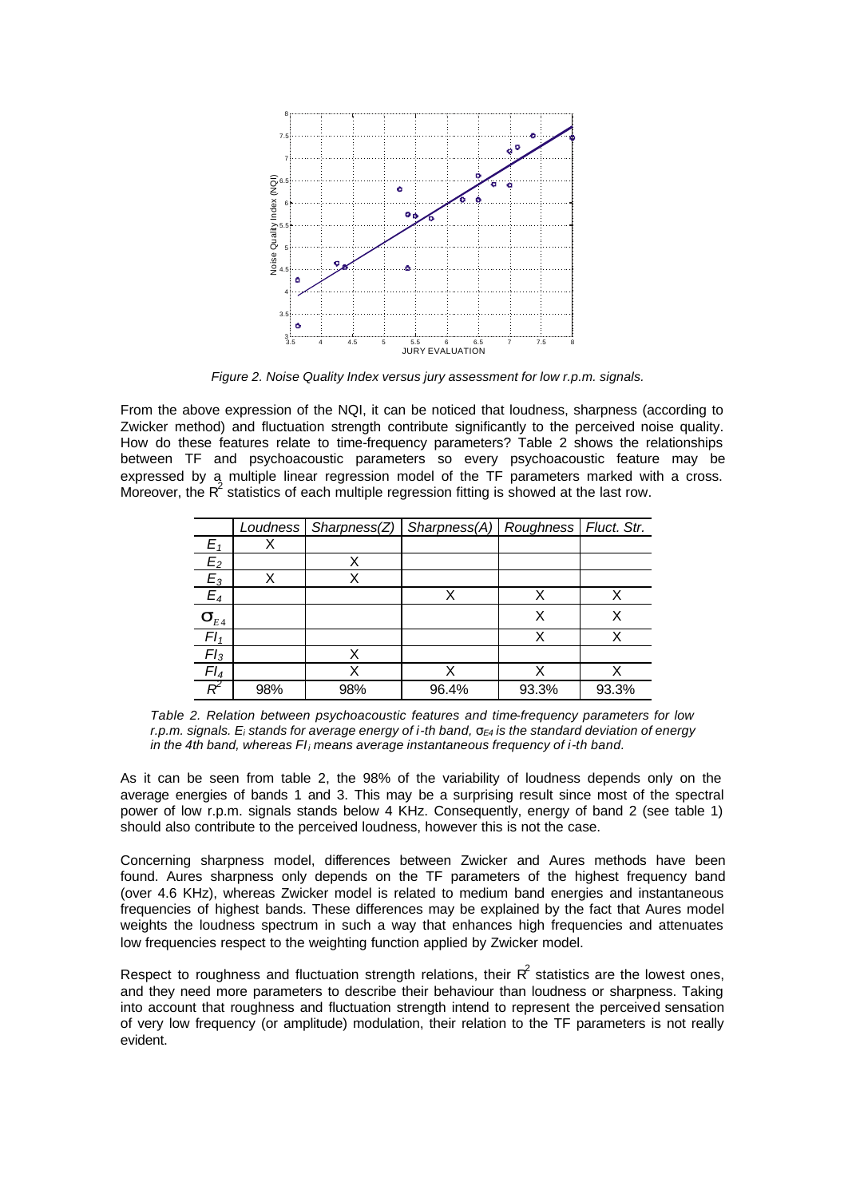*Figure 2. Noise Quality Index versus jury assessment for low r.p.m. signals.*

From the above expression of the NQI, it can be noticed that loudness, sharpness (according to Zwicker method) and fluctuation strength contribute significantly to the perceived noise quality. How do these features relate to time-frequency parameters? Table 2 shows the relationships between TF and psychoacoustic parameters so every psychoacoustic feature may be expressed by a multiple linear regression model of the TF parameters marked with a cross. Moreover, the $R^2$ statistics of each multiple regression fitting is showed at the last row.

| | *Loudness* | *Sharpness(Z)* | *Sharpness(A)* | *Roughness* | *Fluct. Str.* |
|---|---|---|---|---|---|
| $E_1$ | X | | | | |
| $E_2$ | | X | | | |
| $E_3$ | X | X | | | |
| $E_4$ | | | X | X | X |
| $\sigma_{E4}$ | | | | X | X |
| $FI_1$ | | | | X | X |
| $FI_3$ | | X | | | |
| $FI_4$ | | X | X | X | X |
| $R^2$ | 98% | 98% | 96.4% | 93.3% | 93.3% |

*Table 2. Relation between psychoacoustic features and time-frequency parameters for low r.p.m. signals. $E_i$ stands for average energy of i-th band, $\sigma_{E4}$ is the standard deviation of energy in the 4th band, whereas $FI_i$ means average instantaneous frequency of i-th band.*

As it can be seen from table 2, the 98% of the variability of loudness depends only on the average energies of bands 1 and 3. This may be a surprising result since most of the spectral power of low r.p.m. signals stands below 4 KHz. Consequently, energy of band 2 (see table 1) should also contribute to the perceived loudness, however this is not the case.

Concerning sharpness model, differences between Zwicker and Aures methods have been found. Aures sharpness only depends on the TF parameters of the highest frequency band (over 4.6 KHz), whereas Zwicker model is related to medium band energies and instantaneous frequencies of highest bands. These differences may be explained by the fact that Aures model weights the loudness spectrum in such a way that enhances high frequencies and attenuates low frequencies respect to the weighting function applied by Zwicker model.

Respect to roughness and fluctuation strength relations, their $R^2$ statistics are the lowest ones, and they need more parameters to describe their behaviour than loudness or sharpness. Taking into account that roughness and fluctuation strength intend to represent the perceived sensation of very low frequency (or amplitude) modulation, their relation to the TF parameters is not really evident.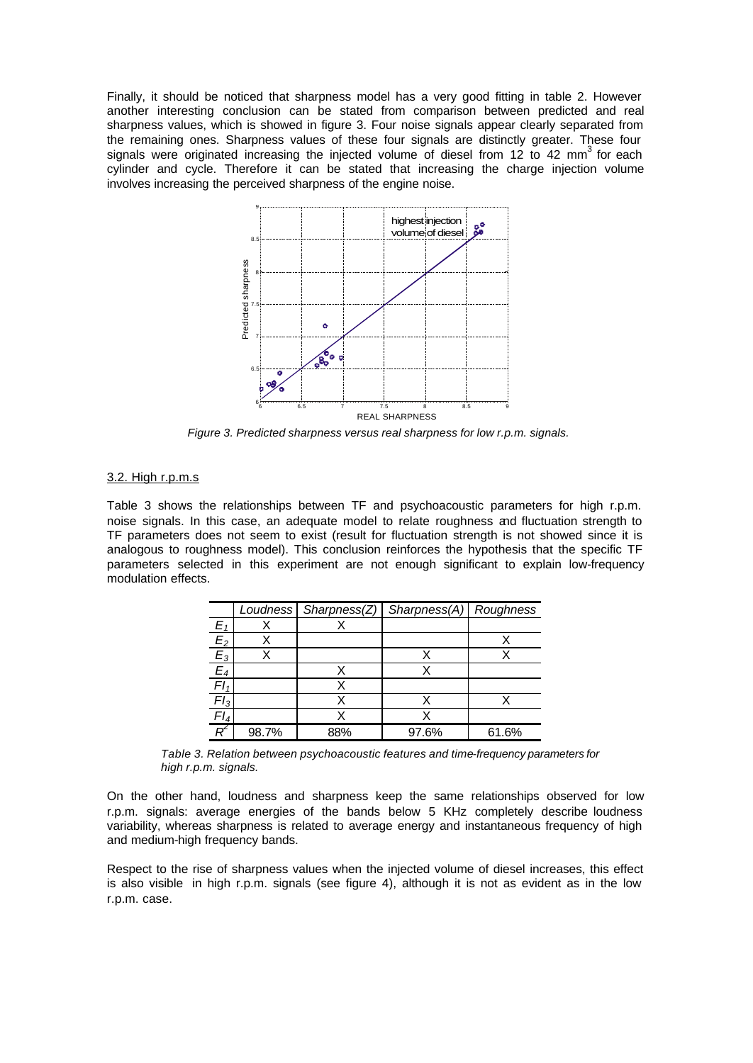Finally, it should be noticed that sharpness model has a very good fitting in table 2. However another interesting conclusion can be stated from comparison between predicted and real sharpness values, which is showed in figure 3. Four noise signals appear clearly separated from the remaining ones. Sharpness values of these four signals are distinctly greater. These four signals were originated increasing the injected volume of diesel from 12 to 42 $mm^3$ for each cylinder and cycle. Therefore it can be stated that increasing the charge injection volume involves increasing the perceived sharpness of the engine noise.

*Figure 3. Predicted sharpness versus real sharpness for low r.p.m. signals.*

## 3.2. High r.p.m.s

Table 3 shows the relationships between TF and psychoacoustic parameters for high r.p.m. noise signals. In this case, an adequate model to relate roughness and fluctuation strength to TF parameters does not seem to exist (result for fluctuation strength is not showed since it is analogous to roughness model). This conclusion reinforces the hypothesis that the specific TF parameters selected in this experiment are not enough significant to explain low-frequency modulation effects.

| | Loudness | Sharpness(Z) | Sharpness(A) | Roughness |
|---|---|---|---|---|
| $E_1$ | X | X | | |
| $E_2$ | X | | | X |
| $E_3$ | X | | X | X |
| $E_4$ | | X | X | |
| $FI_1$ | | X | | |
| $FI_3$ | | X | X | X |
| $FI_4$ | | X | X | |
| $R^2$ | 98.7% | 88% | 97.6% | 61.6% |

*Table 3. Relation between psychoacoustic features and time-frequency parameters for high r.p.m. signals.*

On the other hand, loudness and sharpness keep the same relationships observed for low r.p.m. signals: average energies of the bands below 5 KHz completely describe loudness variability, whereas sharpness is related to average energy and instantaneous frequency of high and medium-high frequency bands.

Respect to the rise of sharpness values when the injected volume of diesel increases, this effect is also visible in high r.p.m. signals (see figure 4), although it is not as evident as in the low r.p.m. case.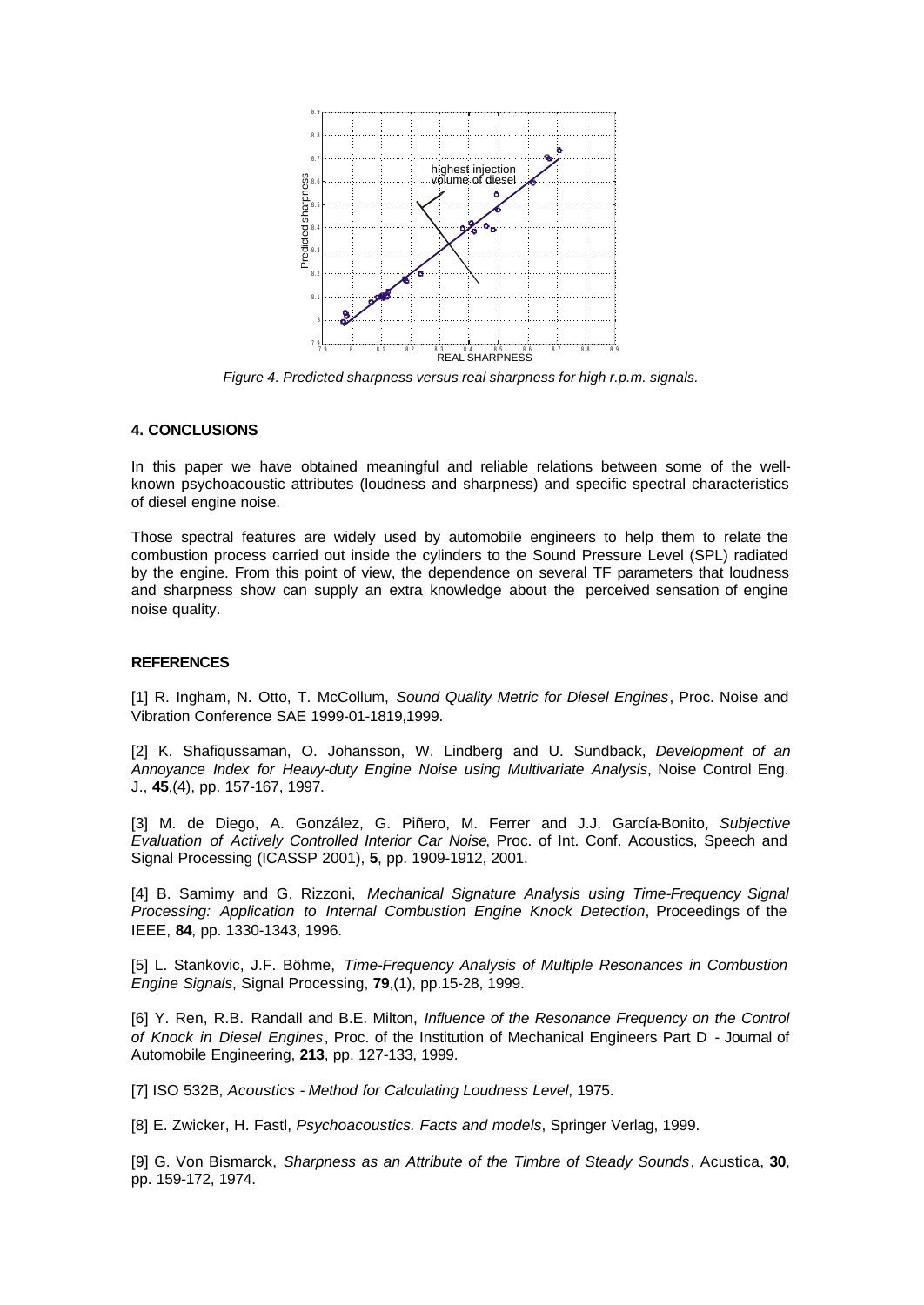Predicted sharpness

7.9
8
8.1
8.2
8.3
8.4
8.5
8.6
8.7
8.8
8.9

highest injection volume of diesel

REAL SHARPNESS

7.9
8
8.1
8.2
8.3
8.4
8.5
8.6
8.7
8.8
8.9

*Figure 4. Predicted sharpness versus real sharpness for high r.p.m. signals.*

### 4. CONCLUSIONS

In this paper we have obtained meaningful and reliable relations between some of the well-known psychoacoustic attributes (loudness and sharpness) and specific spectral characteristics of diesel engine noise.

Those spectral features are widely used by automobile engineers to help them to relate the combustion process carried out inside the cylinders to the Sound Pressure Level (SPL) radiated by the engine. From this point of view, the dependence on several TF parameters that loudness and sharpness show can supply an extra knowledge about the perceived sensation of engine noise quality.

### REFERENCES

[1] R. Ingham, N. Otto, T. McCollum, *Sound Quality Metric for Diesel Engines*, Proc. Noise and Vibration Conference SAE 1999-01-1819,1999.

[2] K. Shafiqussaman, O. Johansson, W. Lindberg and U. Sundback, *Development of an Annoyance Index for Heavy-duty Engine Noise using Multivariate Analysis*, Noise Control Eng. J., **45**,(4), pp. 157-167, 1997.

[3] M. de Diego, A. González, G. Piñero, M. Ferrer and J.J. García-Bonito, *Subjective Evaluation of Actively Controlled Interior Car Noise*, Proc. of Int. Conf. Acoustics, Speech and Signal Processing (ICASSP 2001), **5**, pp. 1909-1912, 2001.

[4] B. Samimy and G. Rizzoni, *Mechanical Signature Analysis using Time-Frequency Signal Processing: Application to Internal Combustion Engine Knock Detection*, Proceedings of the IEEE, **84**, pp. 1330-1343, 1996.

[5] L. Stankovic, J.F. Böhme, *Time-Frequency Analysis of Multiple Resonances in Combustion Engine Signals*, Signal Processing, **79**,(1), pp.15-28, 1999.

[6] Y. Ren, R.B. Randall and B.E. Milton, *Influence of the Resonance Frequency on the Control of Knock in Diesel Engines*, Proc. of the Institution of Mechanical Engineers Part D - Journal of Automobile Engineering, **213**, pp. 127-133, 1999.

[7] ISO 532B, *Acoustics - Method for Calculating Loudness Level*, 1975.

[8] E. Zwicker, H. Fastl, *Psychoacoustics. Facts and models*, Springer Verlag, 1999.

[9] G. Von Bismarck, *Sharpness as an Attribute of the Timbre of Steady Sounds*, Acustica, **30**, pp. 159-172, 1974.